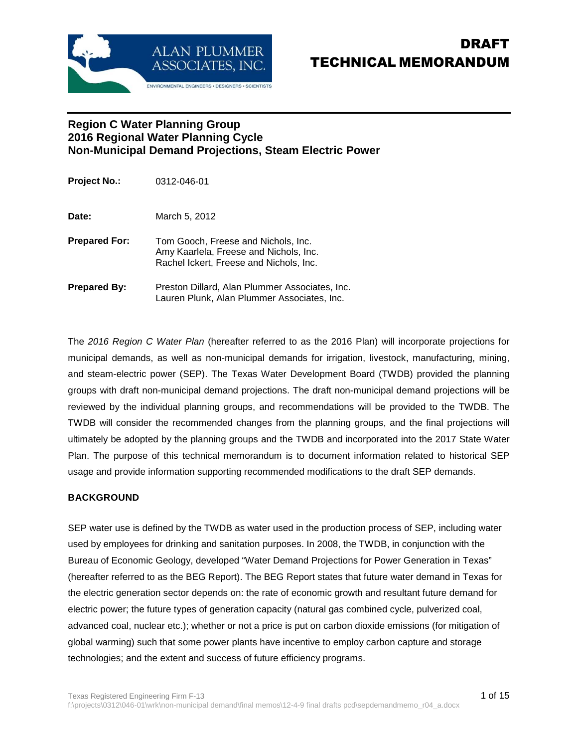# DRAFT TECHNICAL MEMORANDUM

## Region C Water Planning Group
## 2016 Regional Water Planning Cycle
## Non-Municipal Demand Projections, Steam Electric Power

**Project No.:** 0312-046-01

**Date:** March 5, 2012

**Prepared For:** Tom Gooch, Freese and Nichols, Inc.
Amy Kaarlela, Freese and Nichols, Inc.
Rachel Ickert, Freese and Nichols, Inc.

**Prepared By:** Preston Dillard, Alan Plummer Associates, Inc.
Lauren Plunk, Alan Plummer Associates, Inc.

The *2016 Region C Water Plan* (hereafter referred to as the 2016 Plan) will incorporate projections for municipal demands, as well as non-municipal demands for irrigation, livestock, manufacturing, mining, and steam-electric power (SEP). The Texas Water Development Board (TWDB) provided the planning groups with draft non-municipal demand projections. The draft non-municipal demand projections will be reviewed by the individual planning groups, and recommendations will be provided to the TWDB. The TWDB will consider the recommended changes from the planning groups, and the final projections will ultimately be adopted by the planning groups and the TWDB and incorporated into the 2017 State Water Plan. The purpose of this technical memorandum is to document information related to historical SEP usage and provide information supporting recommended modifications to the draft SEP demands.

### BACKGROUND

SEP water use is defined by the TWDB as water used in the production process of SEP, including water used by employees for drinking and sanitation purposes. In 2008, the TWDB, in conjunction with the Bureau of Economic Geology, developed "Water Demand Projections for Power Generation in Texas" (hereafter referred to as the BEG Report). The BEG Report states that future water demand in Texas for the electric generation sector depends on: the rate of economic growth and resultant future demand for electric power; the future types of generation capacity (natural gas combined cycle, pulverized coal, advanced coal, nuclear etc.); whether or not a price is put on carbon dioxide emissions (for mitigation of global warming) such that some power plants have incentive to employ carbon capture and storage technologies; and the extent and success of future efficiency programs.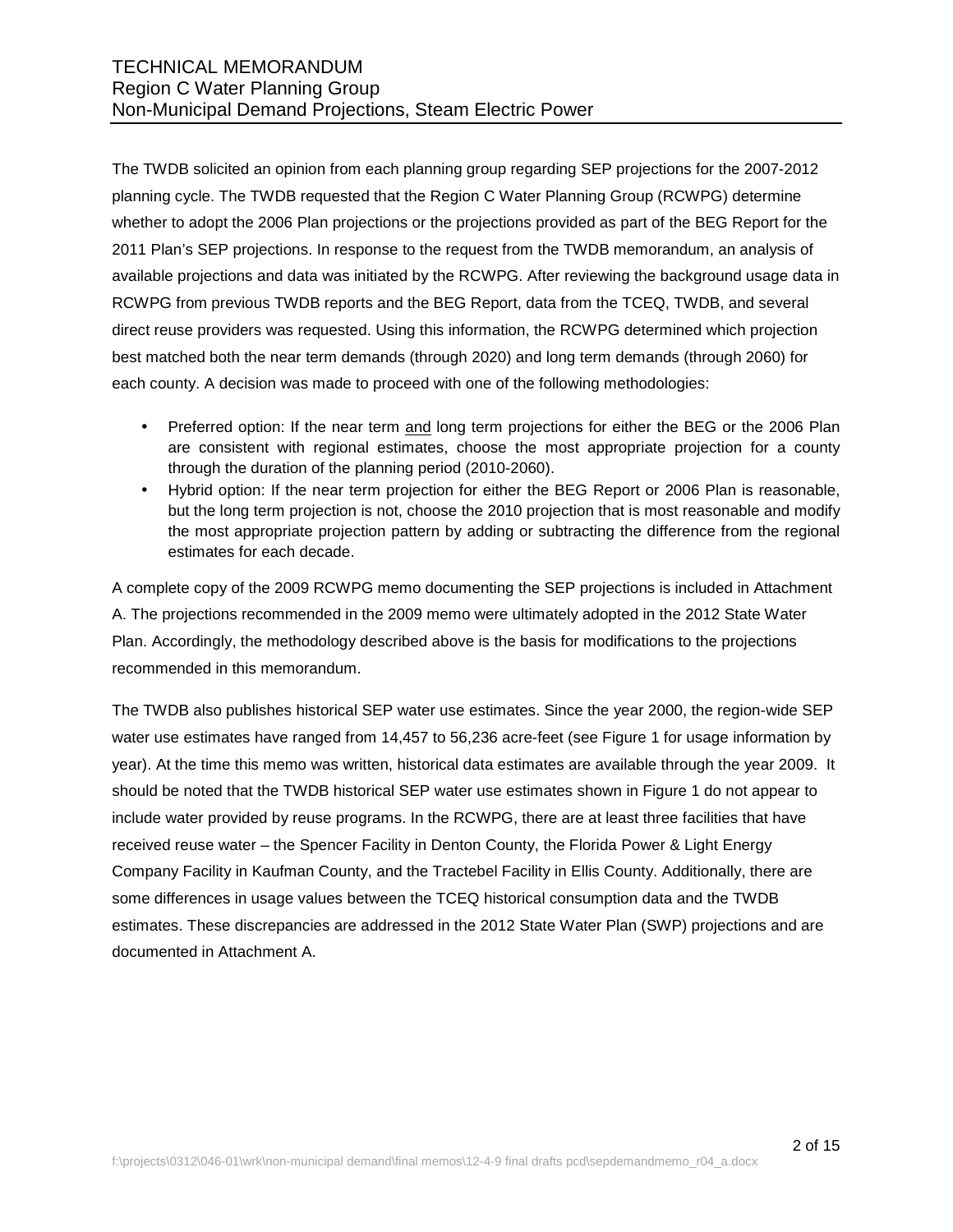The TWDB solicited an opinion from each planning group regarding SEP projections for the 2007-2012 planning cycle. The TWDB requested that the Region C Water Planning Group (RCWPG) determine whether to adopt the 2006 Plan projections or the projections provided as part of the BEG Report for the 2011 Plan's SEP projections. In response to the request from the TWDB memorandum, an analysis of available projections and data was initiated by the RCWPG. After reviewing the background usage data in RCWPG from previous TWDB reports and the BEG Report, data from the TCEQ, TWDB, and several direct reuse providers was requested. Using this information, the RCWPG determined which projection best matched both the near term demands (through 2020) and long term demands (through 2060) for each county. A decision was made to proceed with one of the following methodologies:

- Preferred option: If the near term and long term projections for either the BEG or the 2006 Plan are consistent with regional estimates, choose the most appropriate projection for a county through the duration of the planning period (2010-2060).
- Hybrid option: If the near term projection for either the BEG Report or 2006 Plan is reasonable, but the long term projection is not, choose the 2010 projection that is most reasonable and modify the most appropriate projection pattern by adding or subtracting the difference from the regional estimates for each decade.

A complete copy of the 2009 RCWPG memo documenting the SEP projections is included in Attachment A. The projections recommended in the 2009 memo were ultimately adopted in the 2012 State Water Plan. Accordingly, the methodology described above is the basis for modifications to the projections recommended in this memorandum.

The TWDB also publishes historical SEP water use estimates. Since the year 2000, the region-wide SEP water use estimates have ranged from 14,457 to 56,236 acre-feet (see Figure 1 for usage information by year). At the time this memo was written, historical data estimates are available through the year 2009. It should be noted that the TWDB historical SEP water use estimates shown in Figure 1 do not appear to include water provided by reuse programs. In the RCWPG, there are at least three facilities that have received reuse water – the Spencer Facility in Denton County, the Florida Power & Light Energy Company Facility in Kaufman County, and the Tractebel Facility in Ellis County. Additionally, there are some differences in usage values between the TCEQ historical consumption data and the TWDB estimates. These discrepancies are addressed in the 2012 State Water Plan (SWP) projections and are documented in Attachment A.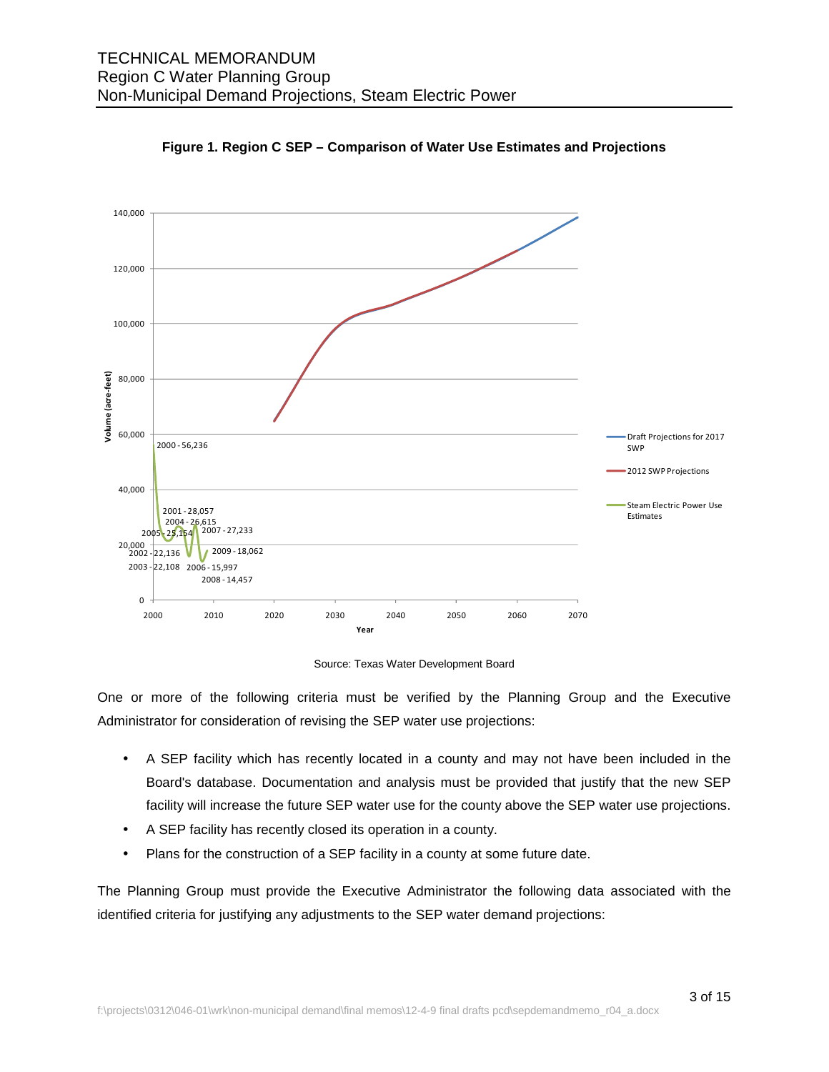**Figure 1. Region C SEP – Comparison of Water Use Estimates and Projections**

Source: Texas Water Development Board

One or more of the following criteria must be verified by the Planning Group and the Executive Administrator for consideration of revising the SEP water use projections:

- A SEP facility which has recently located in a county and may not have been included in the Board's database. Documentation and analysis must be provided that justify that the new SEP facility will increase the future SEP water use for the county above the SEP water use projections.
- A SEP facility has recently closed its operation in a county.
- Plans for the construction of a SEP facility in a county at some future date.

The Planning Group must provide the Executive Administrator the following data associated with the identified criteria for justifying any adjustments to the SEP water demand projections: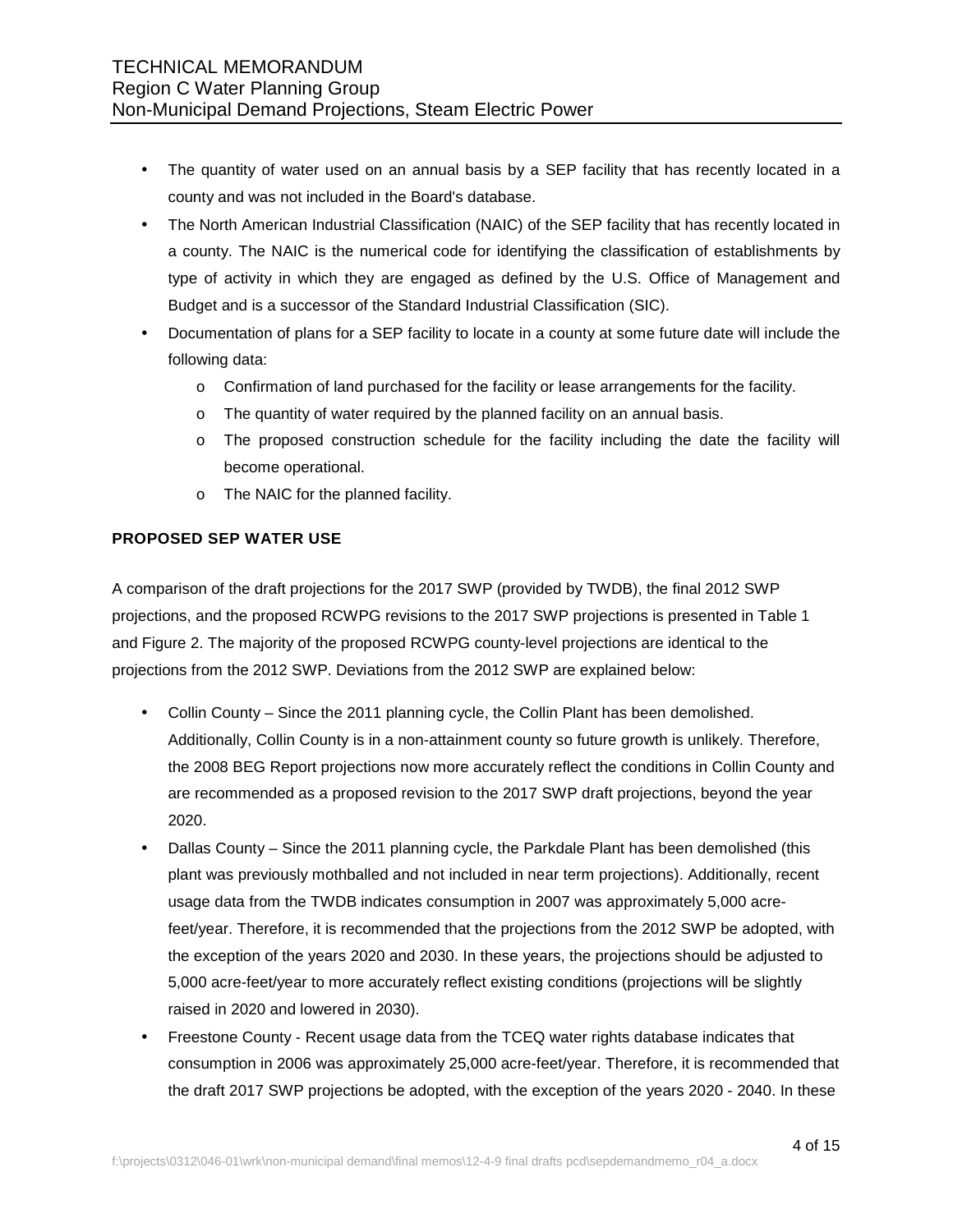- The quantity of water used on an annual basis by a SEP facility that has recently located in a county and was not included in the Board's database.
- The North American Industrial Classification (NAIC) of the SEP facility that has recently located in a county. The NAIC is the numerical code for identifying the classification of establishments by type of activity in which they are engaged as defined by the U.S. Office of Management and Budget and is a successor of the Standard Industrial Classification (SIC).
- Documentation of plans for a SEP facility to locate in a county at some future date will include the following data:
  - Confirmation of land purchased for the facility or lease arrangements for the facility.
  - The quantity of water required by the planned facility on an annual basis.
  - The proposed construction schedule for the facility including the date the facility will become operational.
  - The NAIC for the planned facility.

**PROPOSED SEP WATER USE**

A comparison of the draft projections for the 2017 SWP (provided by TWDB), the final 2012 SWP projections, and the proposed RCWPG revisions to the 2017 SWP projections is presented in Table 1 and Figure 2. The majority of the proposed RCWPG county-level projections are identical to the projections from the 2012 SWP. Deviations from the 2012 SWP are explained below:

- Collin County – Since the 2011 planning cycle, the Collin Plant has been demolished. Additionally, Collin County is in a non-attainment county so future growth is unlikely. Therefore, the 2008 BEG Report projections now more accurately reflect the conditions in Collin County and are recommended as a proposed revision to the 2017 SWP draft projections, beyond the year 2020.
- Dallas County – Since the 2011 planning cycle, the Parkdale Plant has been demolished (this plant was previously mothballed and not included in near term projections). Additionally, recent usage data from the TWDB indicates consumption in 2007 was approximately 5,000 acre-feet/year. Therefore, it is recommended that the projections from the 2012 SWP be adopted, with the exception of the years 2020 and 2030. In these years, the projections should be adjusted to 5,000 acre-feet/year to more accurately reflect existing conditions (projections will be slightly raised in 2020 and lowered in 2030).
- Freestone County - Recent usage data from the TCEQ water rights database indicates that consumption in 2006 was approximately 25,000 acre-feet/year. Therefore, it is recommended that the draft 2017 SWP projections be adopted, with the exception of the years 2020 - 2040. In these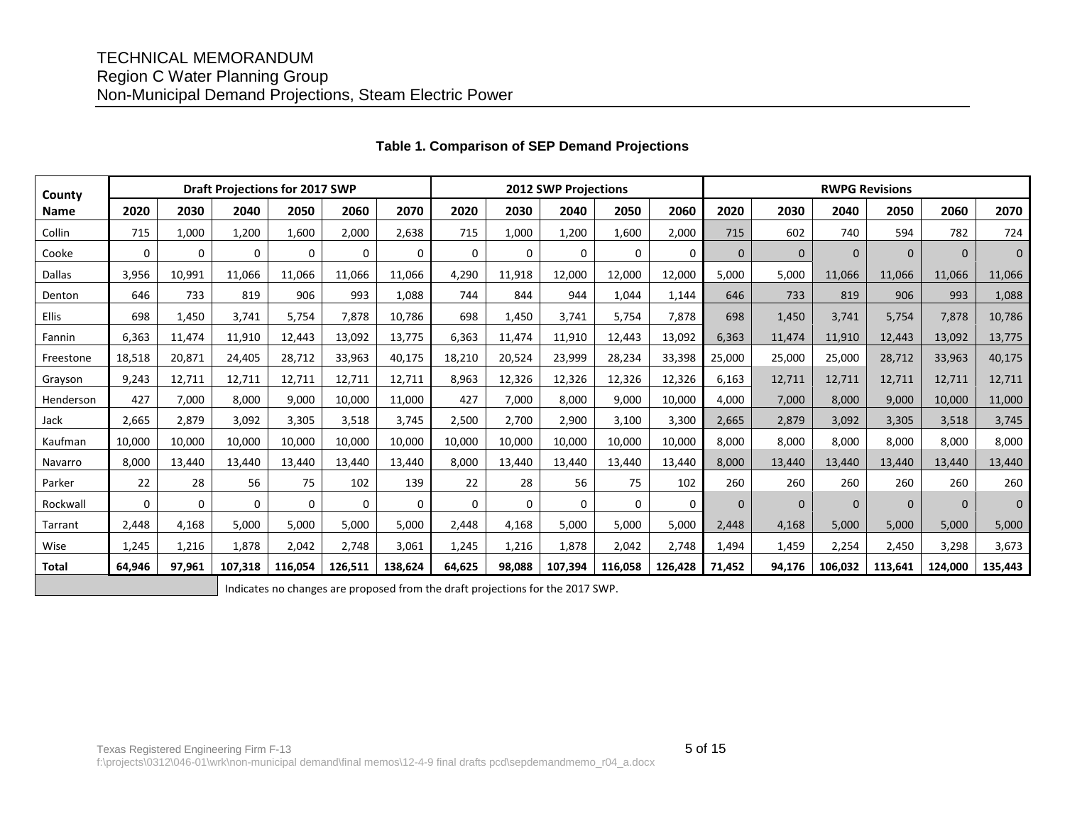**Table 1. Comparison of SEP Demand Projections**

| County Name | Draft Projections for 2017 SWP | | | | | | 2012 SWP Projections | | | | | RWPG Revisions | | | | | |
|---|---|---|---|---|---|---|---|---|---|---|---|---|---|---|---|---|---|
| | 2020 | 2030 | 2040 | 2050 | 2060 | 2070 | 2020 | 2030 | 2040 | 2050 | 2060 | 2020 | 2030 | 2040 | 2050 | 2060 | 2070 |
| Collin | 715 | 1,000 | 1,200 | 1,600 | 2,000 | 2,638 | 715 | 1,000 | 1,200 | 1,600 | 2,000 | 715 | 602 | 740 | 594 | 782 | 724 |
| Cooke | 0 | 0 | 0 | 0 | 0 | 0 | 0 | 0 | 0 | 0 | 0 | 0 | 0 | 0 | 0 | 0 | 0 |
| Dallas | 3,956 | 10,991 | 11,066 | 11,066 | 11,066 | 11,066 | 4,290 | 11,918 | 12,000 | 12,000 | 12,000 | 5,000 | 5,000 | 11,066 | 11,066 | 11,066 | 11,066 |
| Denton | 646 | 733 | 819 | 906 | 993 | 1,088 | 744 | 844 | 944 | 1,044 | 1,144 | 646 | 733 | 819 | 906 | 993 | 1,088 |
| Ellis | 698 | 1,450 | 3,741 | 5,754 | 7,878 | 10,786 | 698 | 1,450 | 3,741 | 5,754 | 7,878 | 698 | 1,450 | 3,741 | 5,754 | 7,878 | 10,786 |
| Fannin | 6,363 | 11,474 | 11,910 | 12,443 | 13,092 | 13,775 | 6,363 | 11,474 | 11,910 | 12,443 | 13,092 | 6,363 | 11,474 | 11,910 | 12,443 | 13,092 | 13,775 |
| Freestone | 18,518 | 20,871 | 24,405 | 28,712 | 33,963 | 40,175 | 18,210 | 20,524 | 23,999 | 28,234 | 33,398 | 25,000 | 25,000 | 25,000 | 28,712 | 33,963 | 40,175 |
| Grayson | 9,243 | 12,711 | 12,711 | 12,711 | 12,711 | 12,711 | 8,963 | 12,326 | 12,326 | 12,326 | 12,326 | 6,163 | 12,711 | 12,711 | 12,711 | 12,711 | 12,711 |
| Henderson | 427 | 7,000 | 8,000 | 9,000 | 10,000 | 11,000 | 427 | 7,000 | 8,000 | 9,000 | 10,000 | 4,000 | 7,000 | 8,000 | 9,000 | 10,000 | 11,000 |
| Jack | 2,665 | 2,879 | 3,092 | 3,305 | 3,518 | 3,745 | 2,500 | 2,700 | 2,900 | 3,100 | 3,300 | 2,665 | 2,879 | 3,092 | 3,305 | 3,518 | 3,745 |
| Kaufman | 10,000 | 10,000 | 10,000 | 10,000 | 10,000 | 10,000 | 10,000 | 10,000 | 10,000 | 10,000 | 10,000 | 8,000 | 8,000 | 8,000 | 8,000 | 8,000 | 8,000 |
| Navarro | 8,000 | 13,440 | 13,440 | 13,440 | 13,440 | 13,440 | 8,000 | 13,440 | 13,440 | 13,440 | 13,440 | 8,000 | 13,440 | 13,440 | 13,440 | 13,440 | 13,440 |
| Parker | 22 | 28 | 56 | 75 | 102 | 139 | 22 | 28 | 56 | 75 | 102 | 260 | 260 | 260 | 260 | 260 | 260 |
| Rockwall | 0 | 0 | 0 | 0 | 0 | 0 | 0 | 0 | 0 | 0 | 0 | 0 | 0 | 0 | 0 | 0 | 0 |
| Tarrant | 2,448 | 4,168 | 5,000 | 5,000 | 5,000 | 5,000 | 2,448 | 4,168 | 5,000 | 5,000 | 5,000 | 2,448 | 4,168 | 5,000 | 5,000 | 5,000 | 5,000 |
| Wise | 1,245 | 1,216 | 1,878 | 2,042 | 2,748 | 3,061 | 1,245 | 1,216 | 1,878 | 2,042 | 2,748 | 1,494 | 1,459 | 2,254 | 2,450 | 3,298 | 3,673 |
| **Total** | **64,946** | **97,961** | **107,318** | **116,054** | **126,511** | **138,624** | **64,625** | **98,088** | **107,394** | **116,058** | **126,428** | **71,452** | **94,176** | **106,032** | **113,641** | **124,000** | **135,443** |

(Shaded cells) Indicates no changes are proposed from the draft projections for the 2017 SWP.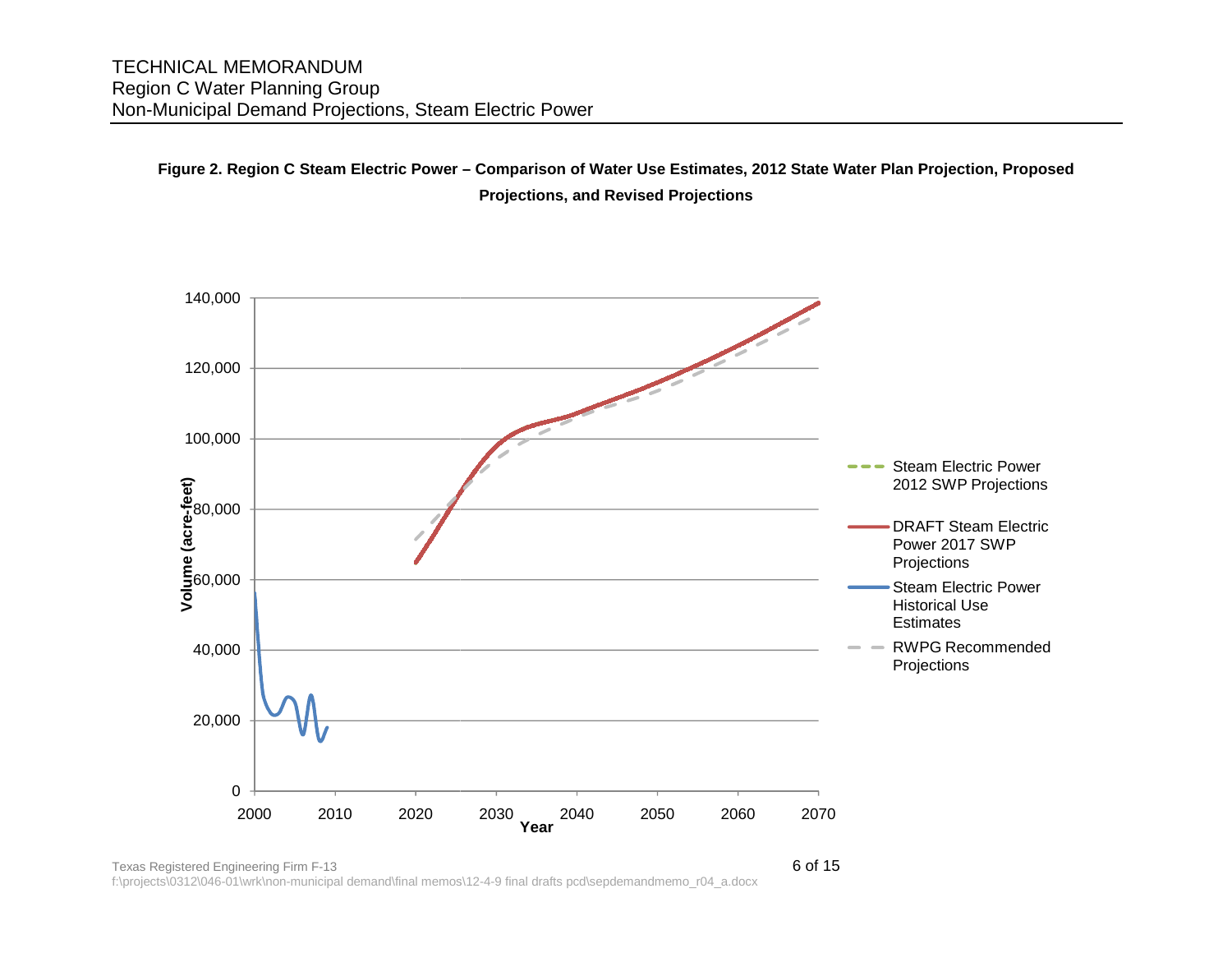**Figure 2. Region C Steam Electric Power – Comparison of Water Use Estimates, 2012 State Water Plan Projection, Proposed Projections, and Revised Projections**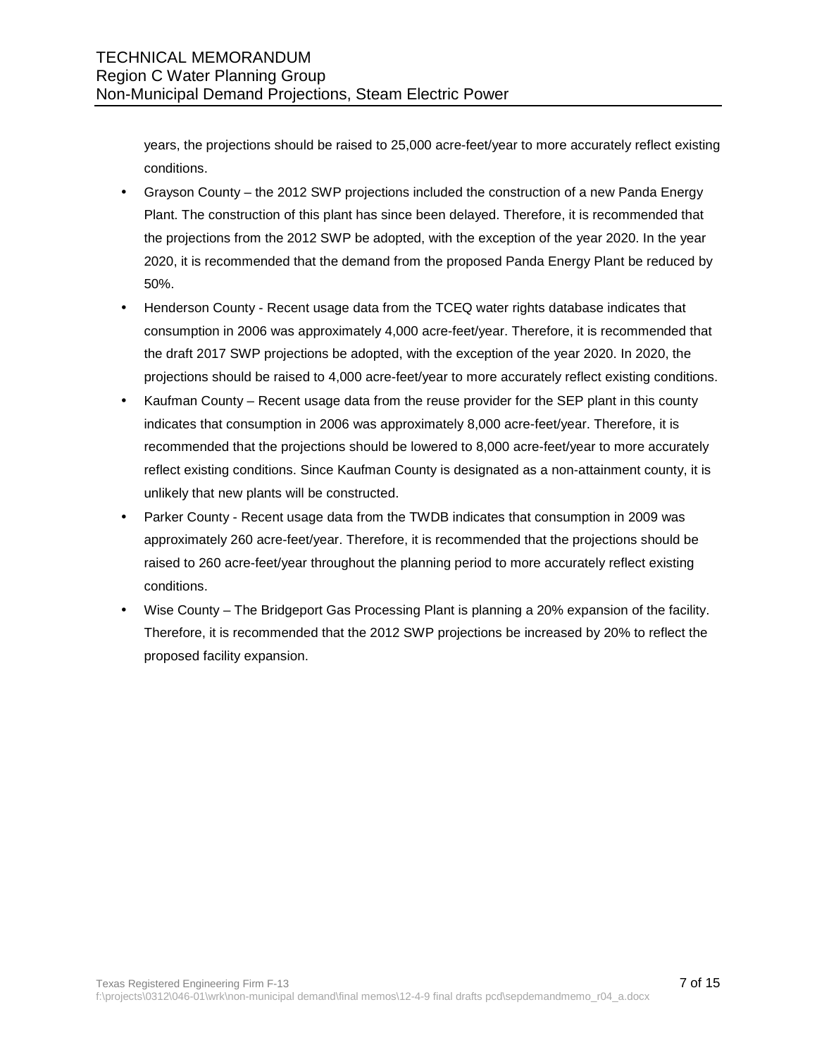years, the projections should be raised to 25,000 acre-feet/year to more accurately reflect existing conditions.

- Grayson County – the 2012 SWP projections included the construction of a new Panda Energy Plant. The construction of this plant has since been delayed. Therefore, it is recommended that the projections from the 2012 SWP be adopted, with the exception of the year 2020. In the year 2020, it is recommended that the demand from the proposed Panda Energy Plant be reduced by 50%.
- Henderson County - Recent usage data from the TCEQ water rights database indicates that consumption in 2006 was approximately 4,000 acre-feet/year. Therefore, it is recommended that the draft 2017 SWP projections be adopted, with the exception of the year 2020. In 2020, the projections should be raised to 4,000 acre-feet/year to more accurately reflect existing conditions.
- Kaufman County – Recent usage data from the reuse provider for the SEP plant in this county indicates that consumption in 2006 was approximately 8,000 acre-feet/year. Therefore, it is recommended that the projections should be lowered to 8,000 acre-feet/year to more accurately reflect existing conditions. Since Kaufman County is designated as a non-attainment county, it is unlikely that new plants will be constructed.
- Parker County - Recent usage data from the TWDB indicates that consumption in 2009 was approximately 260 acre-feet/year. Therefore, it is recommended that the projections should be raised to 260 acre-feet/year throughout the planning period to more accurately reflect existing conditions.
- Wise County – The Bridgeport Gas Processing Plant is planning a 20% expansion of the facility. Therefore, it is recommended that the 2012 SWP projections be increased by 20% to reflect the proposed facility expansion.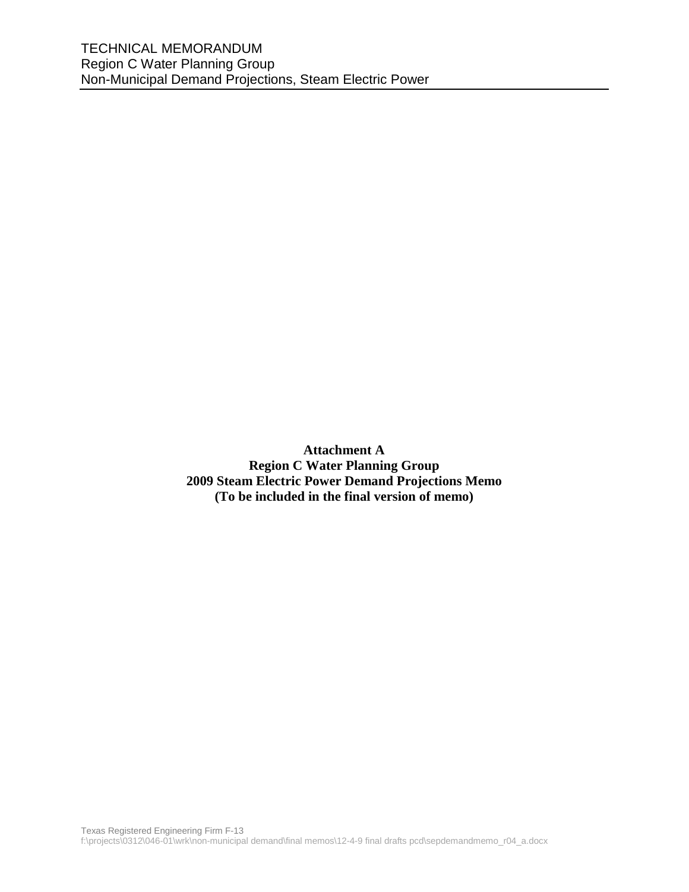**Attachment A**
**Region C Water Planning Group**
**2009 Steam Electric Power Demand Projections Memo**
**(To be included in the final version of memo)**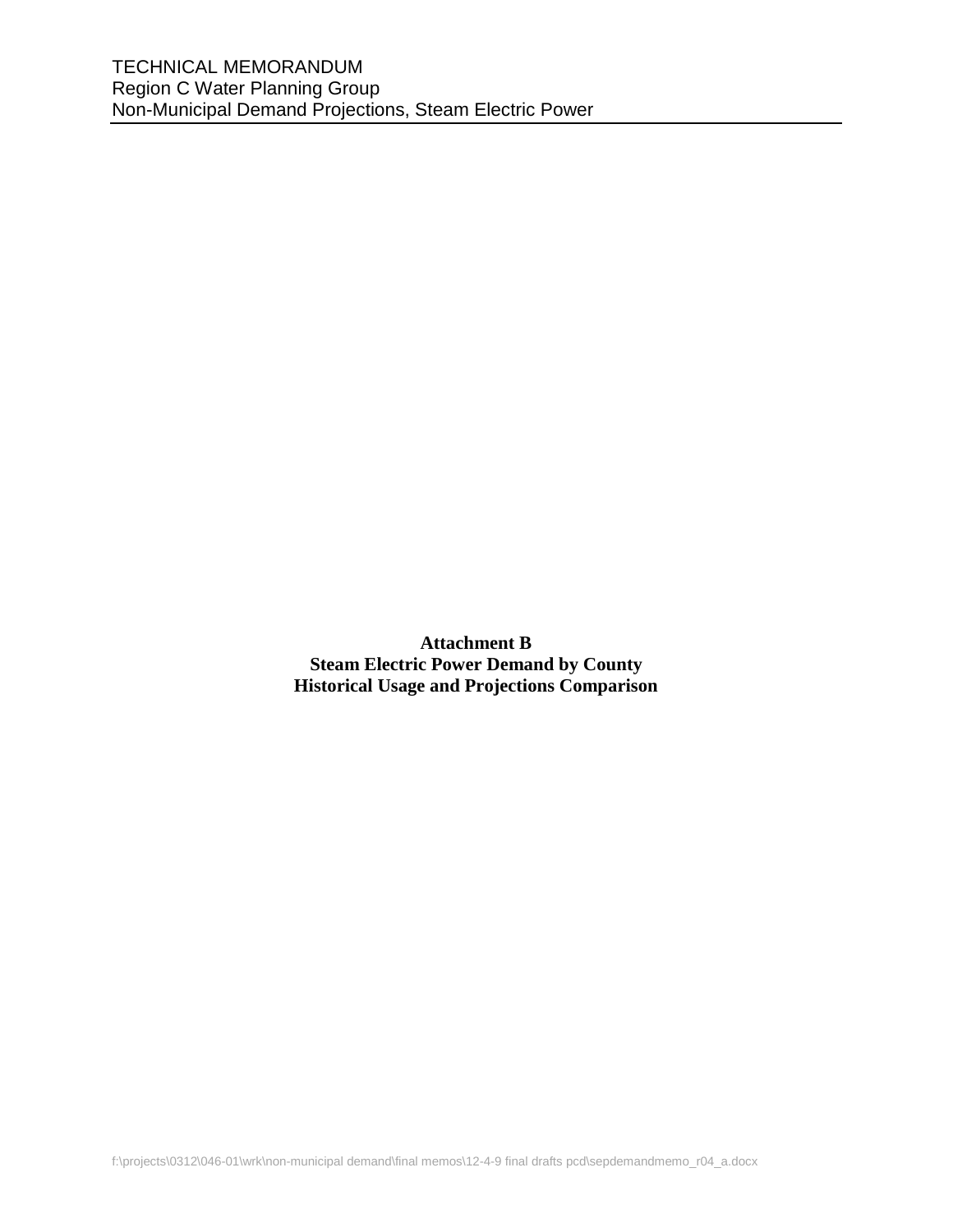**Attachment B**
**Steam Electric Power Demand by County**
**Historical Usage and Projections Comparison**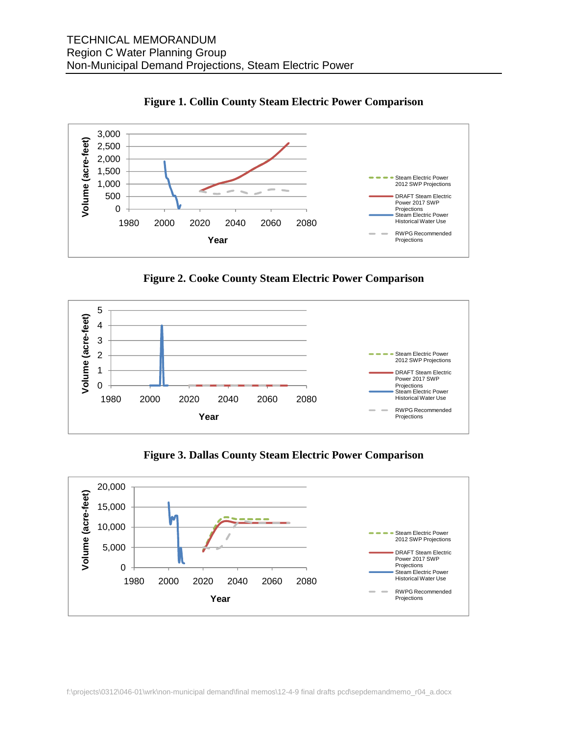**Figure 1. Collin County Steam Electric Power Comparison**

**Figure 2. Cooke County Steam Electric Power Comparison**

**Figure 3. Dallas County Steam Electric Power Comparison**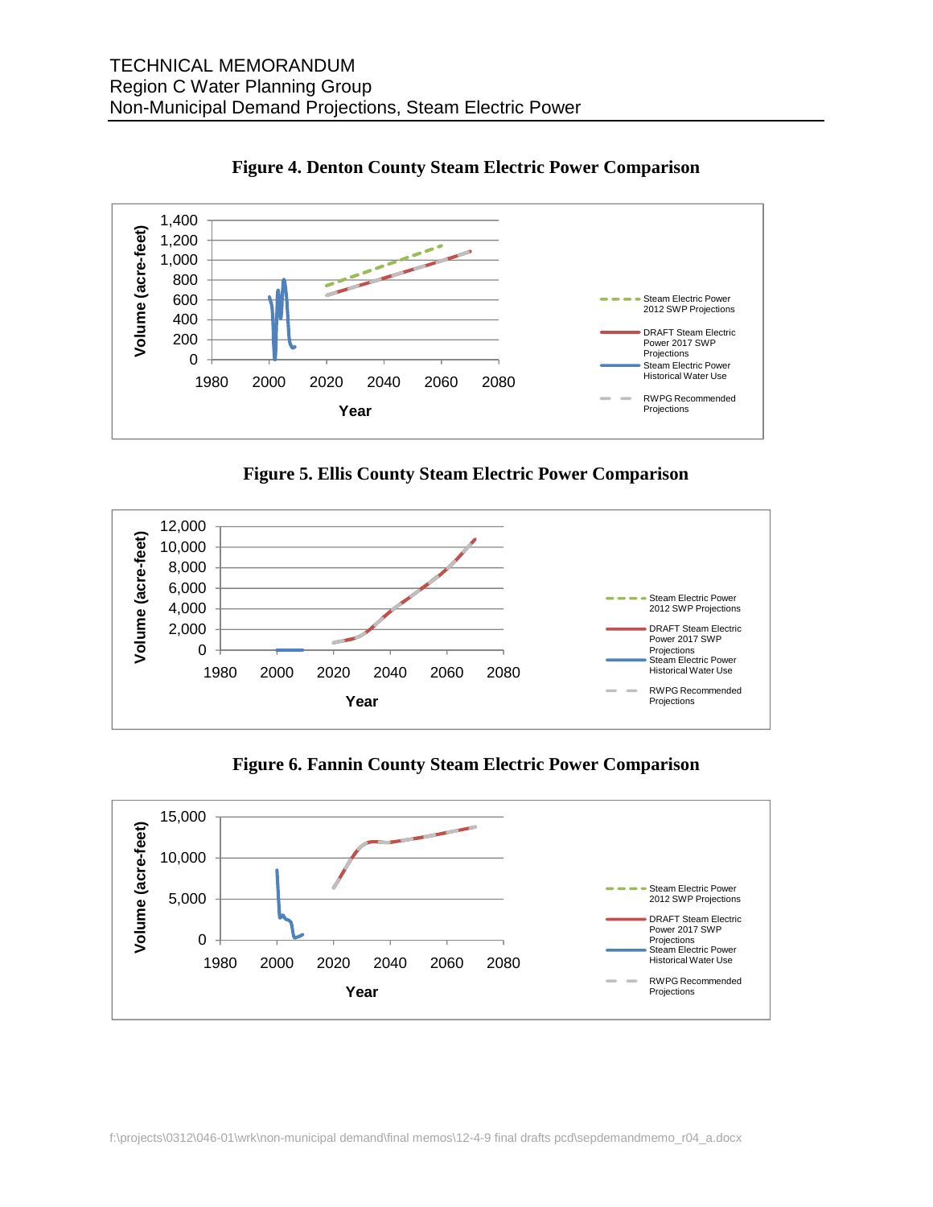**Figure 4. Denton County Steam Electric Power Comparison**

**Figure 5. Ellis County Steam Electric Power Comparison**

**Figure 6. Fannin County Steam Electric Power Comparison**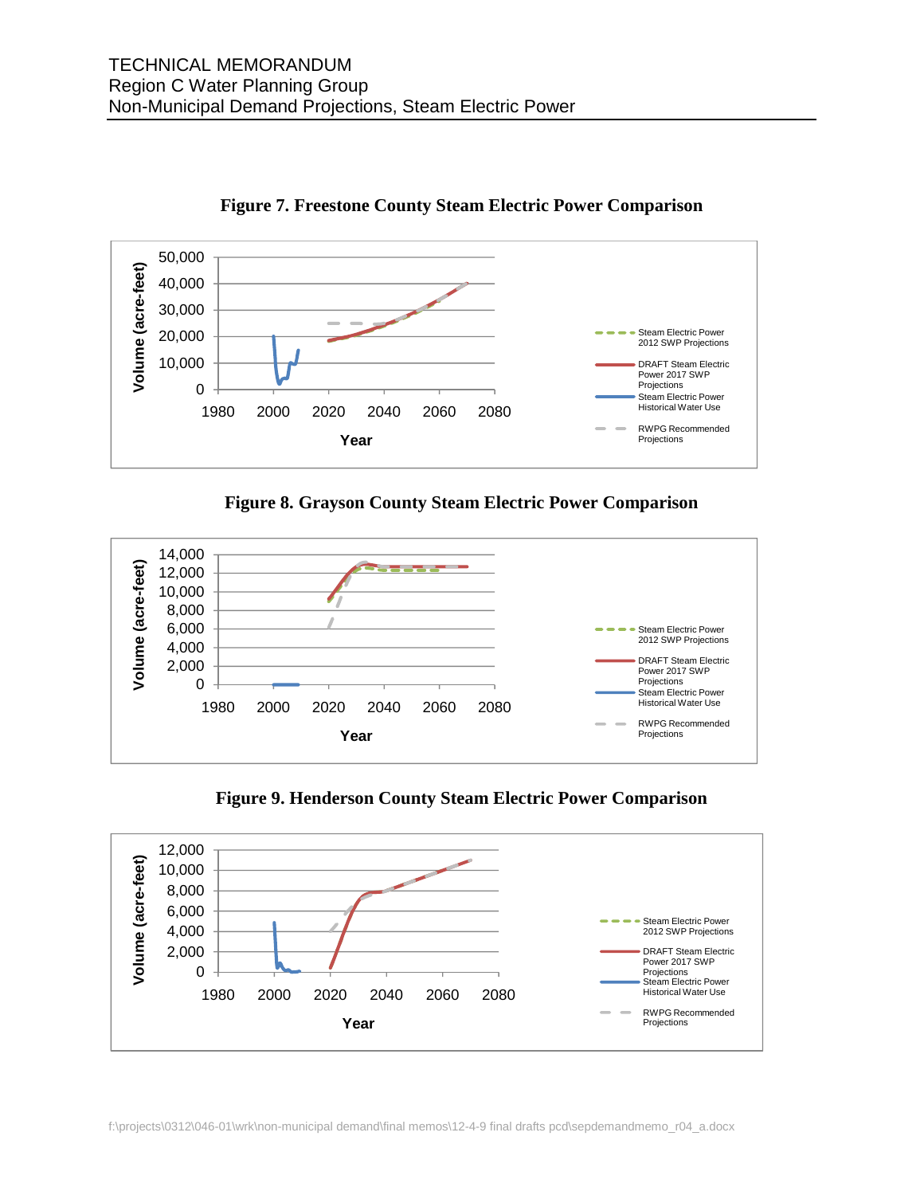**Figure 7. Freestone County Steam Electric Power Comparison**

**Figure 8. Grayson County Steam Electric Power Comparison**

**Figure 9. Henderson County Steam Electric Power Comparison**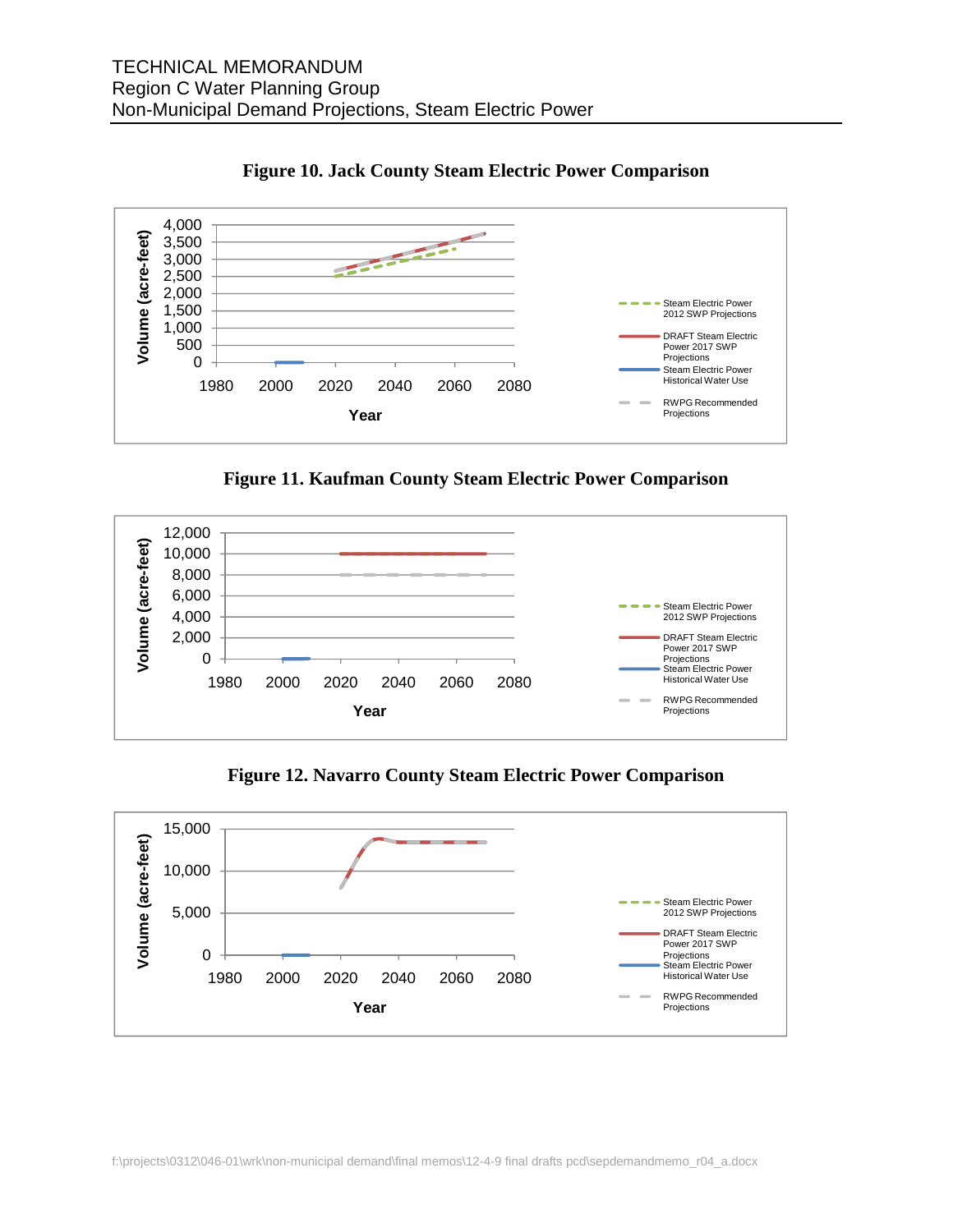**Figure 10. Jack County Steam Electric Power Comparison**

**Figure 11. Kaufman County Steam Electric Power Comparison**

**Figure 12. Navarro County Steam Electric Power Comparison**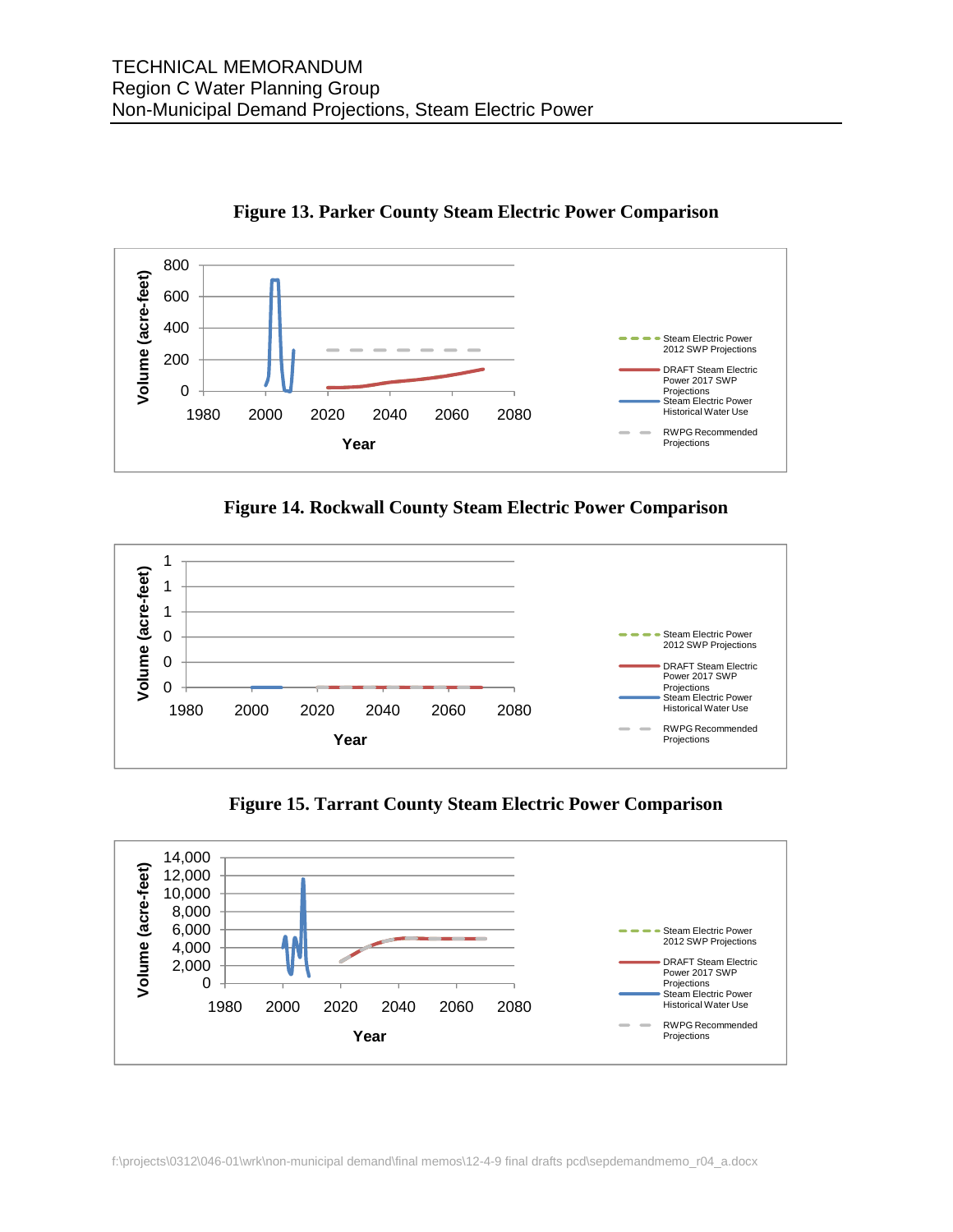**Figure 13. Parker County Steam Electric Power Comparison**

**Figure 14. Rockwall County Steam Electric Power Comparison**

**Figure 15. Tarrant County Steam Electric Power Comparison**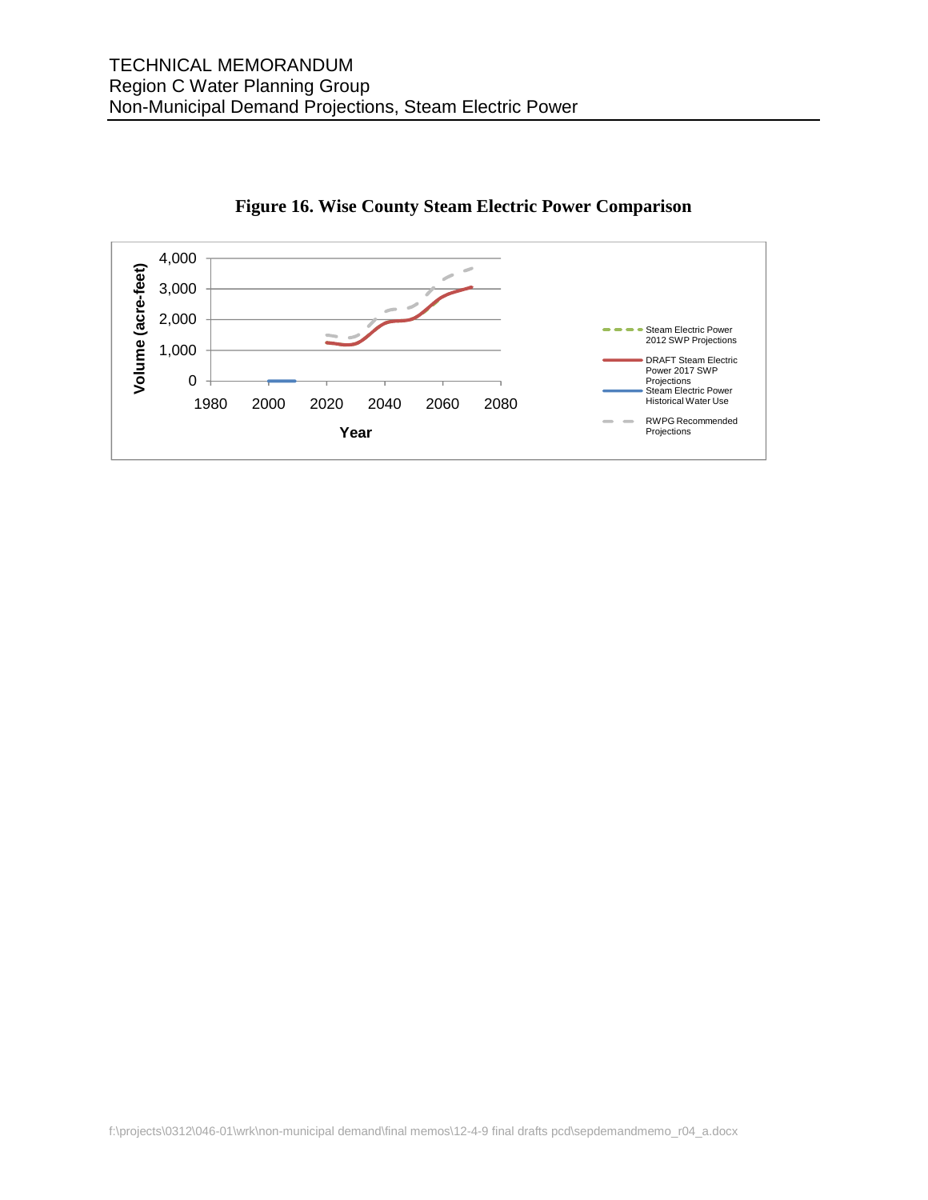**Figure 16. Wise County Steam Electric Power Comparison**

Volume (acre-feet)

4,000
3,000
2,000
1,000
0

1980
2000
2020
2040
2060
2080

Year

Steam Electric Power 2012 SWP Projections

DRAFT Steam Electric Power 2017 SWP Projections

Steam Electric Power Historical Water Use

RWPG Recommended Projections